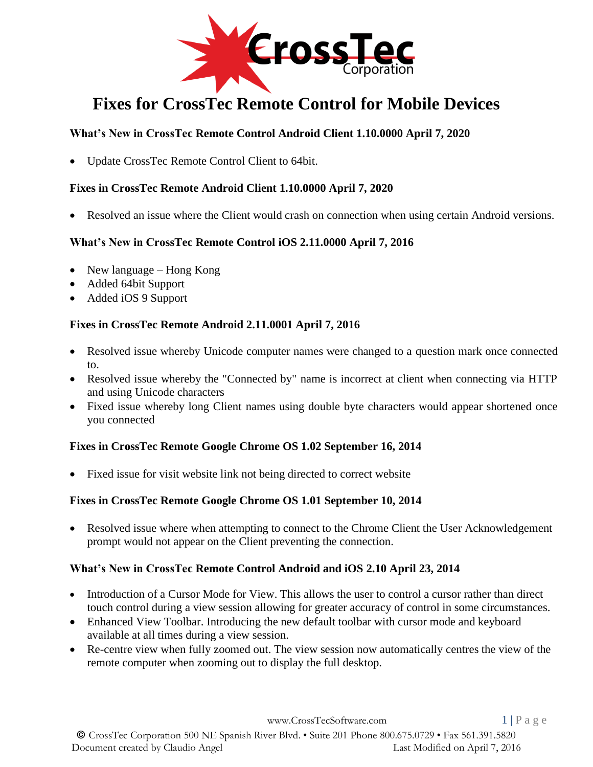# Fixes for CrossTec Remote Control for Mobile Devices

**What's New in CrossTec Remote Control Android Client 1.10.0000 April 7, 2020**

- Update CrossTec Remote Control Client to 64bit.

**Fixes in CrossTec Remote Android Client 1.10.0000 April 7, 2020**

- Resolved an issue where the Client would crash on connection when using certain Android versions.

**What's New in CrossTec Remote Control iOS 2.11.0000 April 7, 2016**

- New language – Hong Kong
- Added 64bit Support
- Added iOS 9 Support

**Fixes in CrossTec Remote Android 2.11.0001 April 7, 2016**

- Resolved issue whereby Unicode computer names were changed to a question mark once connected to.
- Resolved issue whereby the "Connected by" name is incorrect at client when connecting via HTTP and using Unicode characters
- Fixed issue whereby long Client names using double byte characters would appear shortened once you connected

**Fixes in CrossTec Remote Google Chrome OS 1.02 September 16, 2014**

- Fixed issue for visit website link not being directed to correct website

**Fixes in CrossTec Remote Google Chrome OS 1.01 September 10, 2014**

- Resolved issue where when attempting to connect to the Chrome Client the User Acknowledgement prompt would not appear on the Client preventing the connection.

**What's New in CrossTec Remote Control Android and iOS 2.10 April 23, 2014**

- Introduction of a Cursor Mode for View. This allows the user to control a cursor rather than direct touch control during a view session allowing for greater accuracy of control in some circumstances.
- Enhanced View Toolbar. Introducing the new default toolbar with cursor mode and keyboard available at all times during a view session.
- Re-centre view when fully zoomed out. The view session now automatically centres the view of the remote computer when zooming out to display the full desktop.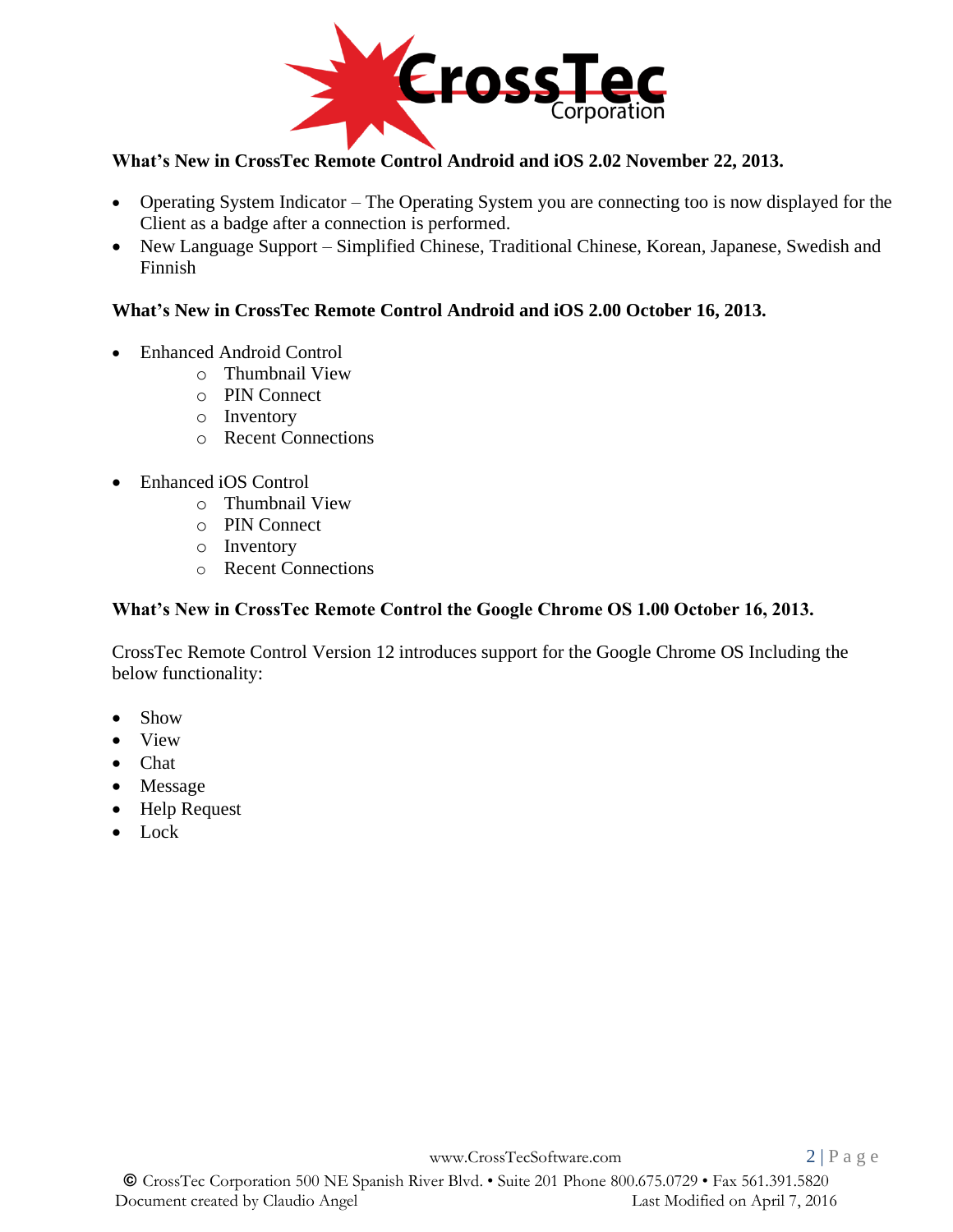**What's New in CrossTec Remote Control Android and iOS 2.02 November 22, 2013.**

- Operating System Indicator – The Operating System you are connecting too is now displayed for the Client as a badge after a connection is performed.
- New Language Support – Simplified Chinese, Traditional Chinese, Korean, Japanese, Swedish and Finnish

**What's New in CrossTec Remote Control Android and iOS 2.00 October 16, 2013.**

- Enhanced Android Control
    - Thumbnail View
    - PIN Connect
    - Inventory
    - Recent Connections

- Enhanced iOS Control
    - Thumbnail View
    - PIN Connect
    - Inventory
    - Recent Connections

**What's New in CrossTec Remote Control the Google Chrome OS 1.00 October 16, 2013.**

CrossTec Remote Control Version 12 introduces support for the Google Chrome OS Including the below functionality:

- Show
- View
- Chat
- Message
- Help Request
- Lock